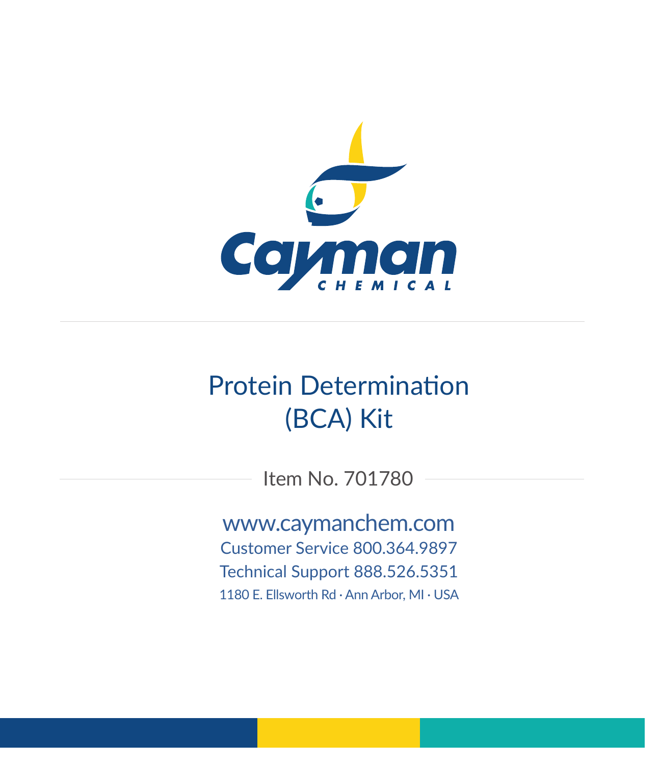Cayman CHEMICAL

# Protein Determination (BCA) Kit

Item No. 701780

www.caymanchem.com

Customer Service 800.364.9897

Technical Support 888.526.5351

1180 E. Ellsworth Rd · Ann Arbor, MI · USA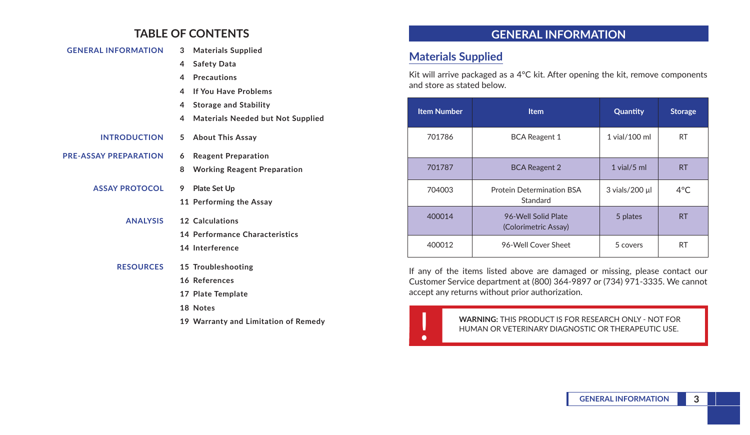# TABLE OF CONTENTS

| | | |
|---|---|---|
| GENERAL INFORMATION | 3 | Materials Supplied |
| | 4 | Safety Data |
| | 4 | Precautions |
| | 4 | If You Have Problems |
| | 4 | Storage and Stability |
| | 4 | Materials Needed but Not Supplied |
| INTRODUCTION | 5 | About This Assay |
| PRE-ASSAY PREPARATION | 6 | Reagent Preparation |
| | 8 | Working Reagent Preparation |
| ASSAY PROTOCOL | 9 | Plate Set Up |
| | 11 | Performing the Assay |
| ANALYSIS | 12 | Calculations |
| | 14 | Performance Characteristics |
| | 14 | Interference |
| RESOURCES | 15 | Troubleshooting |
| | 16 | References |
| | 17 | Plate Template |
| | 18 | Notes |
| | 19 | Warranty and Limitation of Remedy |

# GENERAL INFORMATION

## Materials Supplied

Kit will arrive packaged as a 4°C kit. After opening the kit, remove components and store as stated below.

| Item Number | Item | Quantity | Storage |
|---|---|---|---|
| 701786 | BCA Reagent 1 | 1 vial/100 ml | RT |
| 701787 | BCA Reagent 2 | 1 vial/5 ml | RT |
| 704003 | Protein Determination BSA Standard | 3 vials/200 µl | 4°C |
| 400014 | 96-Well Solid Plate (Colorimetric Assay) | 5 plates | RT |
| 400012 | 96-Well Cover Sheet | 5 covers | RT |

If any of the items listed above are damaged or missing, please contact our Customer Service department at (800) 364-9897 or (734) 971-3335. We cannot accept any returns without prior authorization.

> **WARNING:** THIS PRODUCT IS FOR RESEARCH ONLY - NOT FOR HUMAN OR VETERINARY DIAGNOSTIC OR THERAPEUTIC USE.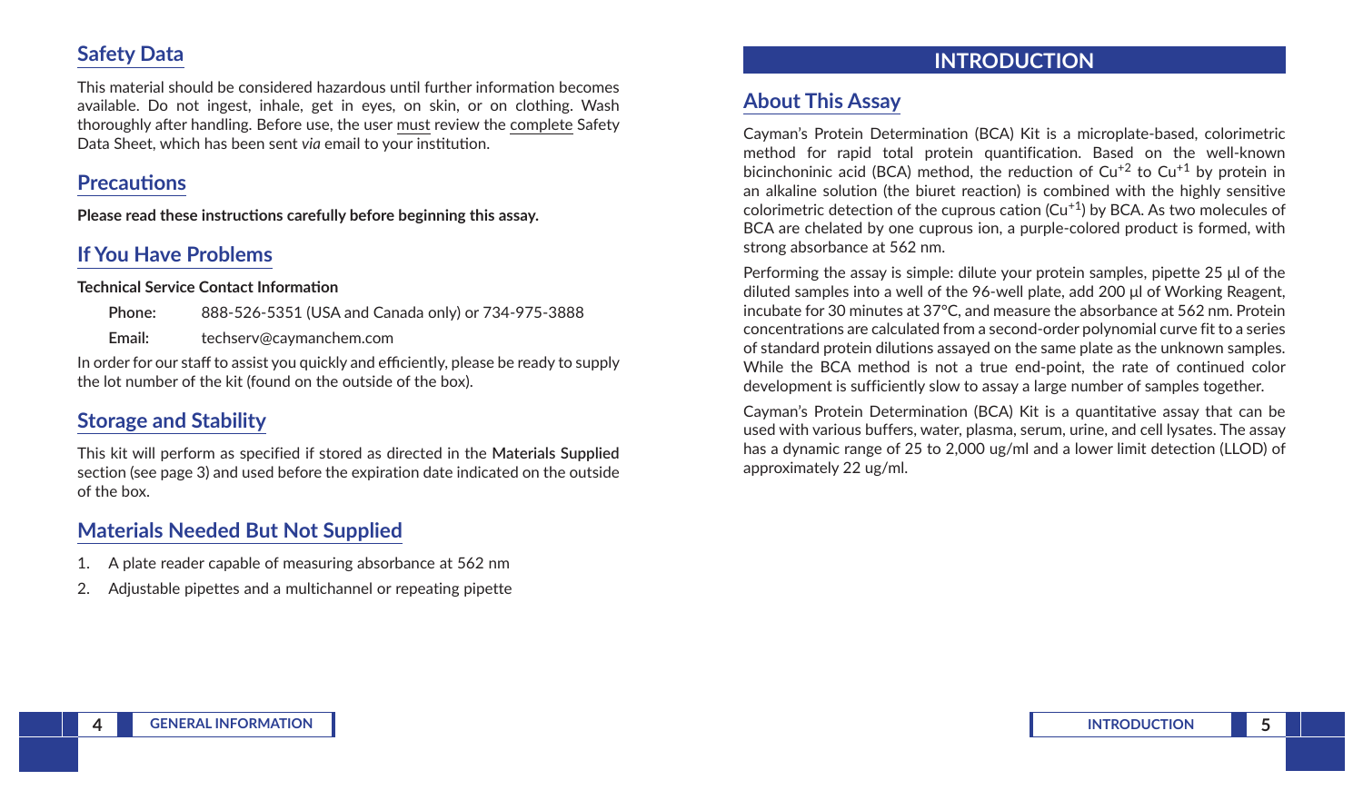## Safety Data

This material should be considered hazardous until further information becomes available. Do not ingest, inhale, get in eyes, on skin, or on clothing. Wash thoroughly after handling. Before use, the user must review the complete Safety Data Sheet, which has been sent *via* email to your institution.

## Precautions

**Please read these instructions carefully before beginning this assay.**

## If You Have Problems

**Technical Service Contact Information**

**Phone:** 888-526-5351 (USA and Canada only) or 734-975-3888

**Email:** techserv@caymanchem.com

In order for our staff to assist you quickly and efficiently, please be ready to supply the lot number of the kit (found on the outside of the box).

## Storage and Stability

This kit will perform as specified if stored as directed in the **Materials Supplied** section (see page 3) and used before the expiration date indicated on the outside of the box.

## Materials Needed But Not Supplied

1. A plate reader capable of measuring absorbance at 562 nm
2. Adjustable pipettes and a multichannel or repeating pipette

# INTRODUCTION

## About This Assay

Cayman's Protein Determination (BCA) Kit is a microplate-based, colorimetric method for rapid total protein quantification. Based on the well-known bicinchoninic acid (BCA) method, the reduction of $Cu^{+2}$ to $Cu^{+1}$ by protein in an alkaline solution (the biuret reaction) is combined with the highly sensitive colorimetric detection of the cuprous cation ($Cu^{+1}$) by BCA. As two molecules of BCA are chelated by one cuprous ion, a purple-colored product is formed, with strong absorbance at 562 nm.

Performing the assay is simple: dilute your protein samples, pipette 25 µl of the diluted samples into a well of the 96-well plate, add 200 µl of Working Reagent, incubate for 30 minutes at 37°C, and measure the absorbance at 562 nm. Protein concentrations are calculated from a second-order polynomial curve fit to a series of standard protein dilutions assayed on the same plate as the unknown samples. While the BCA method is not a true end-point, the rate of continued color development is sufficiently slow to assay a large number of samples together.

Cayman's Protein Determination (BCA) Kit is a quantitative assay that can be used with various buffers, water, plasma, serum, urine, and cell lysates. The assay has a dynamic range of 25 to 2,000 ug/ml and a lower limit detection (LLOD) of approximately 22 ug/ml.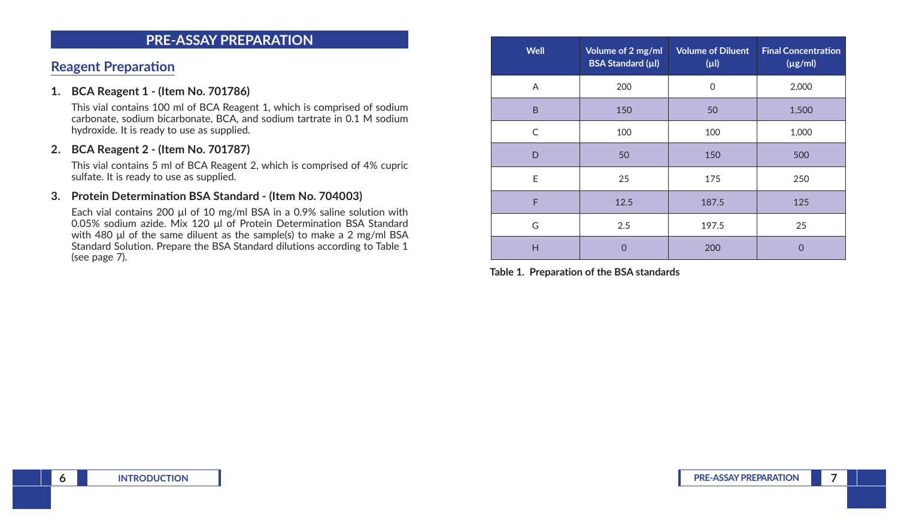## PRE-ASSAY PREPARATION

### Reagent Preparation

1. **BCA Reagent 1 - (Item No. 701786)**

   This vial contains 100 ml of BCA Reagent 1, which is comprised of sodium carbonate, sodium bicarbonate, BCA, and sodium tartrate in 0.1 M sodium hydroxide. It is ready to use as supplied.

2. **BCA Reagent 2 - (Item No. 701787)**

   This vial contains 5 ml of BCA Reagent 2, which is comprised of 4% cupric sulfate. It is ready to use as supplied.

3. **Protein Determination BSA Standard - (Item No. 704003)**

   Each vial contains 200 µl of 10 mg/ml BSA in a 0.9% saline solution with 0.05% sodium azide. Mix 120 µl of Protein Determination BSA Standard with 480 µl of the same diluent as the sample(s) to make a 2 mg/ml BSA Standard Solution. Prepare the BSA Standard dilutions according to Table 1 (see page 7).

| Well | Volume of 2 mg/ml BSA Standard (µl) | Volume of Diluent (µl) | Final Concentration (µg/ml) |
|---|---|---|---|
| A | 200 | 0 | 2,000 |
| B | 150 | 50 | 1,500 |
| C | 100 | 100 | 1,000 |
| D | 50 | 150 | 500 |
| E | 25 | 175 | 250 |
| F | 12.5 | 187.5 | 125 |
| G | 2.5 | 197.5 | 25 |
| H | 0 | 200 | 0 |

**Table 1. Preparation of the BSA standards**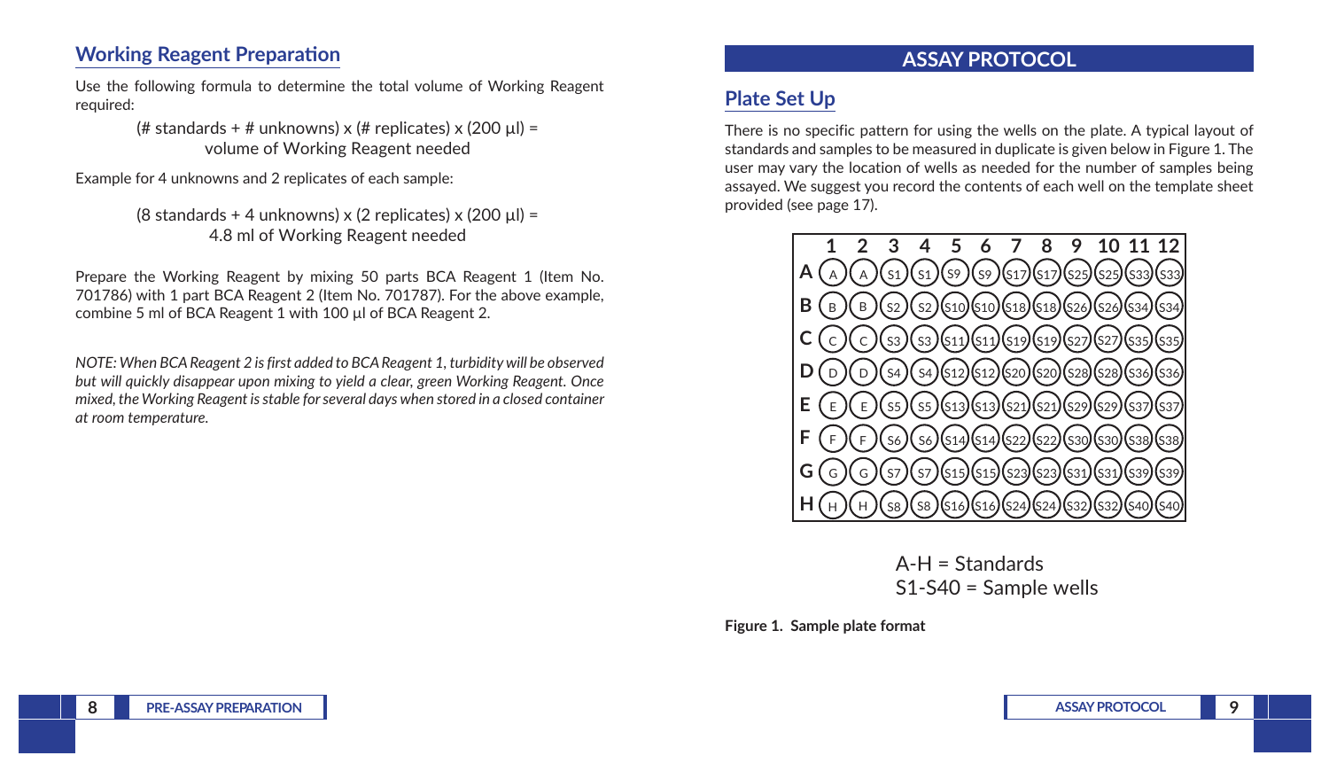## Working Reagent Preparation

Use the following formula to determine the total volume of Working Reagent required:

(# standards + # unknowns) x (# replicates) x (200 µl) =
volume of Working Reagent needed

Example for 4 unknowns and 2 replicates of each sample:

(8 standards + 4 unknowns) x (2 replicates) x (200 µl) =
4.8 ml of Working Reagent needed

Prepare the Working Reagent by mixing 50 parts BCA Reagent 1 (Item No. 701786) with 1 part BCA Reagent 2 (Item No. 701787). For the above example, combine 5 ml of BCA Reagent 1 with 100 µl of BCA Reagent 2.

*NOTE: When BCA Reagent 2 is first added to BCA Reagent 1, turbidity will be observed but will quickly disappear upon mixing to yield a clear, green Working Reagent. Once mixed, the Working Reagent is stable for several days when stored in a closed container at room temperature.*

# ASSAY PROTOCOL

## Plate Set Up

There is no specific pattern for using the wells on the plate. A typical layout of standards and samples to be measured in duplicate is given below in Figure 1. The user may vary the location of wells as needed for the number of samples being assayed. We suggest you record the contents of each well on the template sheet provided (see page 17).

| | 1 | 2 | 3 | 4 | 5 | 6 | 7 | 8 | 9 | 10 | 11 | 12 |
|---|---|---|---|---|---|---|---|---|---|---|---|---|
| A | A | A | S1 | S1 | S9 | S9 | S17 | S17 | S25 | S25 | S33 | S33 |
| B | B | B | S2 | S2 | S10 | S10 | S18 | S18 | S26 | S26 | S34 | S34 |
| C | C | C | S3 | S3 | S11 | S11 | S19 | S19 | S27 | S27 | S35 | S35 |
| D | D | D | S4 | S4 | S12 | S12 | S20 | S20 | S28 | S28 | S36 | S36 |
| E | E | E | S5 | S5 | S13 | S13 | S21 | S21 | S29 | S29 | S37 | S37 |
| F | F | F | S6 | S6 | S14 | S14 | S22 | S22 | S30 | S30 | S38 | S38 |
| G | G | G | S7 | S7 | S15 | S15 | S23 | S23 | S31 | S31 | S39 | S39 |
| H | H | H | S8 | S8 | S16 | S16 | S24 | S24 | S32 | S32 | S40 | S40 |

A-H = Standards
S1-S40 = Sample wells

**Figure 1. Sample plate format**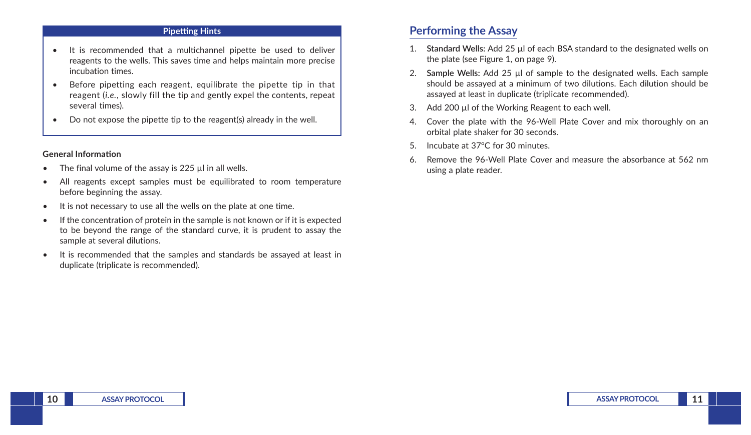### Pipetting Hints

- It is recommended that a multichannel pipette be used to deliver reagents to the wells. This saves time and helps maintain more precise incubation times.
- Before pipetting each reagent, equilibrate the pipette tip in that reagent (*i.e.*, slowly fill the tip and gently expel the contents, repeat several times).
- Do not expose the pipette tip to the reagent(s) already in the well.

### General Information

- The final volume of the assay is 225 µl in all wells.
- All reagents except samples must be equilibrated to room temperature before beginning the assay.
- It is not necessary to use all the wells on the plate at one time.
- If the concentration of protein in the sample is not known or if it is expected to be beyond the range of the standard curve, it is prudent to assay the sample at several dilutions.
- It is recommended that the samples and standards be assayed at least in duplicate (triplicate is recommended).

## Performing the Assay

1. **Standard Wells:** Add 25 µl of each BSA standard to the designated wells on the plate (see Figure 1, on page 9).
2. **Sample Wells:** Add 25 µl of sample to the designated wells. Each sample should be assayed at a minimum of two dilutions. Each dilution should be assayed at least in duplicate (triplicate recommended).
3. Add 200 µl of the Working Reagent to each well.
4. Cover the plate with the 96-Well Plate Cover and mix thoroughly on an orbital plate shaker for 30 seconds.
5. Incubate at 37°C for 30 minutes.
6. Remove the 96-Well Plate Cover and measure the absorbance at 562 nm using a plate reader.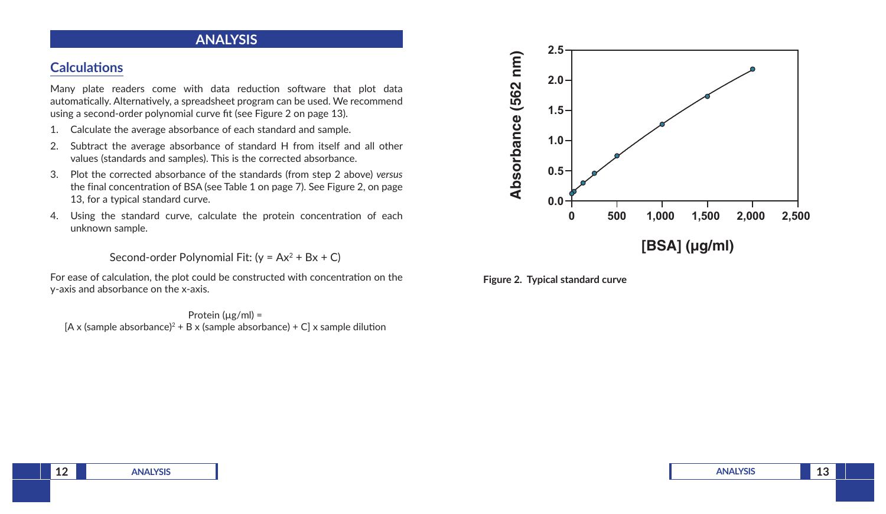# ANALYSIS

## Calculations

Many plate readers come with data reduction software that plot data automatically. Alternatively, a spreadsheet program can be used. We recommend using a second-order polynomial curve fit (see Figure 2 on page 13).

1. Calculate the average absorbance of each standard and sample.
2. Subtract the average absorbance of standard H from itself and all other values (standards and samples). This is the corrected absorbance.
3. Plot the corrected absorbance of the standards (from step 2 above) *versus* the final concentration of BSA (see Table 1 on page 7). See Figure 2, on page 13, for a typical standard curve.
4. Using the standard curve, calculate the protein concentration of each unknown sample.

Second-order Polynomial Fit: $(y = Ax^2 + Bx + C)$

For ease of calculation, the plot could be constructed with concentration on the y-axis and absorbance on the x-axis.

Protein (µg/ml) =
$[A \times (\text{sample absorbance})^2 + B \times (\text{sample absorbance}) + C] \times \text{sample dilution}$

Absorbance (562 nm)

2.5
2.0
1.5
1.0
0.5
0.0

0
500
1,000
1,500
2,000
2,500

[BSA] (µg/ml)

**Figure 2. Typical standard curve**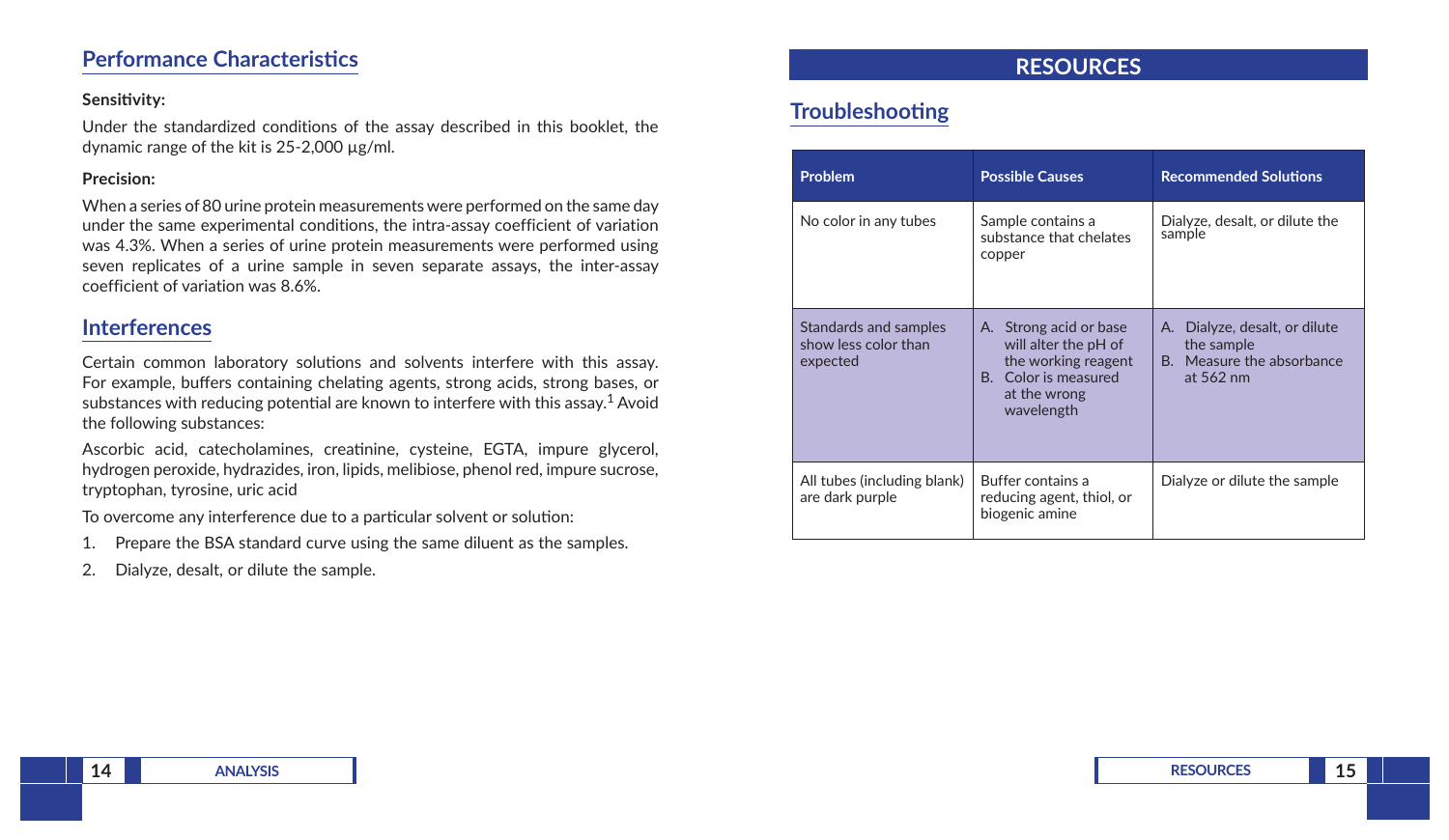## Performance Characteristics

**Sensitivity:**

Under the standardized conditions of the assay described in this booklet, the dynamic range of the kit is 25-2,000 µg/ml.

**Precision:**

When a series of 80 urine protein measurements were performed on the same day under the same experimental conditions, the intra-assay coefficient of variation was 4.3%. When a series of urine protein measurements were performed using seven replicates of a urine sample in seven separate assays, the inter-assay coefficient of variation was 8.6%.

## Interferences

Certain common laboratory solutions and solvents interfere with this assay. For example, buffers containing chelating agents, strong acids, strong bases, or substances with reducing potential are known to interfere with this assay.[1] Avoid the following substances:

Ascorbic acid, catecholamines, creatinine, cysteine, EGTA, impure glycerol, hydrogen peroxide, hydrazides, iron, lipids, melibiose, phenol red, impure sucrose, tryptophan, tyrosine, uric acid

To overcome any interference due to a particular solvent or solution:

1. Prepare the BSA standard curve using the same diluent as the samples.
2. Dialyze, desalt, or dilute the sample.

# RESOURCES

## Troubleshooting

| Problem | Possible Causes | Recommended Solutions |
|---|---|---|
| No color in any tubes | Sample contains a substance that chelates copper | Dialyze, desalt, or dilute the sample |
| Standards and samples show less color than expected | A. Strong acid or base will alter the pH of the working reagent<br>B. Color is measured at the wrong wavelength | A. Dialyze, desalt, or dilute the sample<br>B. Measure the absorbance at 562 nm |
| All tubes (including blank) are dark purple | Buffer contains a reducing agent, thiol, or biogenic amine | Dialyze or dilute the sample |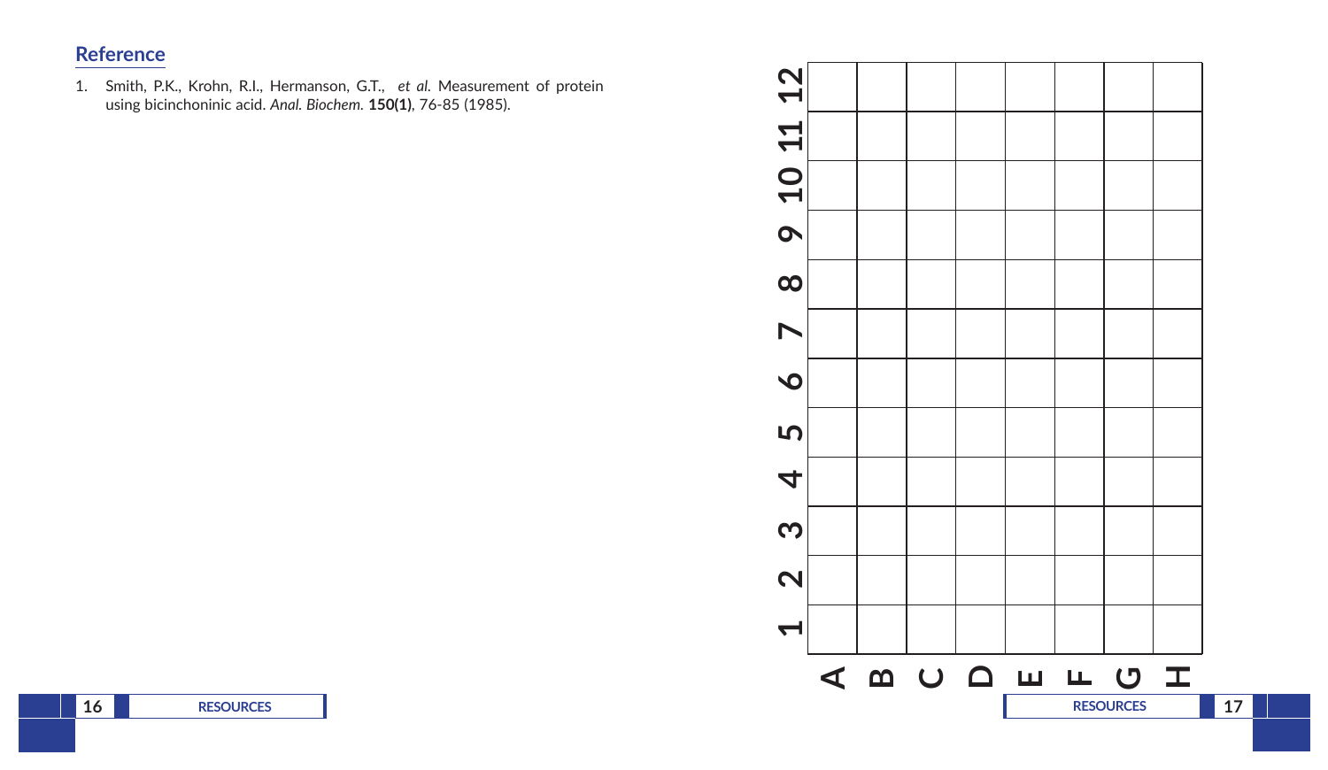## Reference

1. Smith, P.K., Krohn, R.I., Hermanson, G.T., *et al.* Measurement of protein using bicinchoninic acid. *Anal. Biochem.* **150(1)**, 76-85 (1985).

| | 1 | 2 | 3 | 4 | 5 | 6 | 7 | 8 | 9 | 10 | 11 | 12 |
|---|---|---|---|---|---|---|---|---|---|---|---|---|
| A | | | | | | | | | | | | |
| B | | | | | | | | | | | | |
| C | | | | | | | | | | | | |
| D | | | | | | | | | | | | |
| E | | | | | | | | | | | | |
| F | | | | | | | | | | | | |
| G | | | | | | | | | | | | |
| H | | | | | | | | | | | | |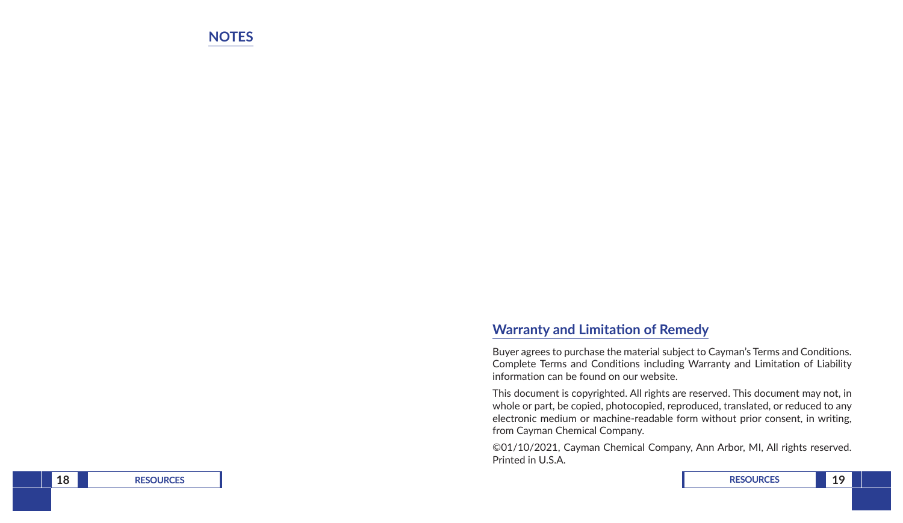## NOTES

## Warranty and Limitation of Remedy

Buyer agrees to purchase the material subject to Cayman's Terms and Conditions. Complete Terms and Conditions including Warranty and Limitation of Liability information can be found on our website.

This document is copyrighted. All rights are reserved. This document may not, in whole or part, be copied, photocopied, reproduced, translated, or reduced to any electronic medium or machine-readable form without prior consent, in writing, from Cayman Chemical Company.

©01/10/2021, Cayman Chemical Company, Ann Arbor, MI, All rights reserved. Printed in U.S.A.